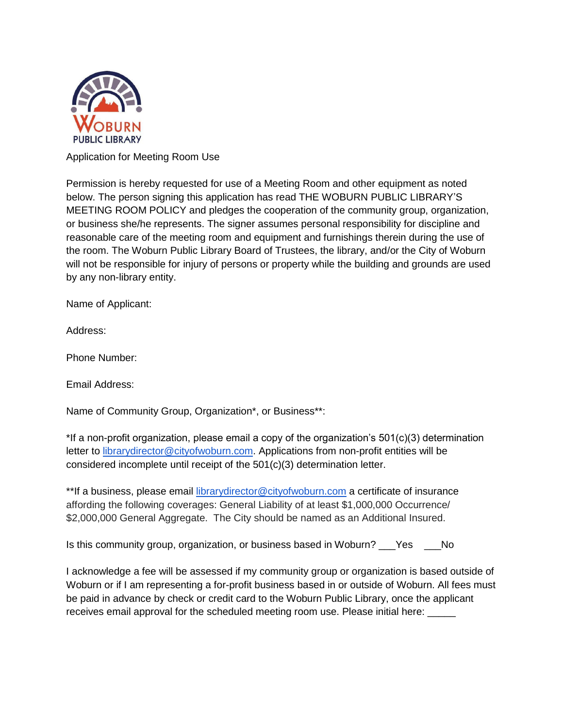# Application for Meeting Room Use

Permission is hereby requested for use of a Meeting Room and other equipment as noted below. The person signing this application has read THE WOBURN PUBLIC LIBRARY'S MEETING ROOM POLICY and pledges the cooperation of the community group, organization, or business she/he represents. The signer assumes personal responsibility for discipline and reasonable care of the meeting room and equipment and furnishings therein during the use of the room. The Woburn Public Library Board of Trustees, the library, and/or the City of Woburn will not be responsible for injury of persons or property while the building and grounds are used by any non-library entity.

Name of Applicant:

Address:

Phone Number:

Email Address:

Name of Community Group, Organization*, or Business**:

*If a non-profit organization, please email a copy of the organization's 501(c)(3) determination letter to librarydirector@cityofwoburn.com. Applications from non-profit entities will be considered incomplete until receipt of the 501(c)(3) determination letter.

**If a business, please email librarydirector@cityofwoburn.com a certificate of insurance affording the following coverages: General Liability of at least $1,000,000 Occurrence/ $2,000,000 General Aggregate. The City should be named as an Additional Insured.

Is this community group, organization, or business based in Woburn? ___Yes ___No

I acknowledge a fee will be assessed if my community group or organization is based outside of Woburn or if I am representing a for-profit business based in or outside of Woburn. All fees must be paid in advance by check or credit card to the Woburn Public Library, once the applicant receives email approval for the scheduled meeting room use. Please initial here: _____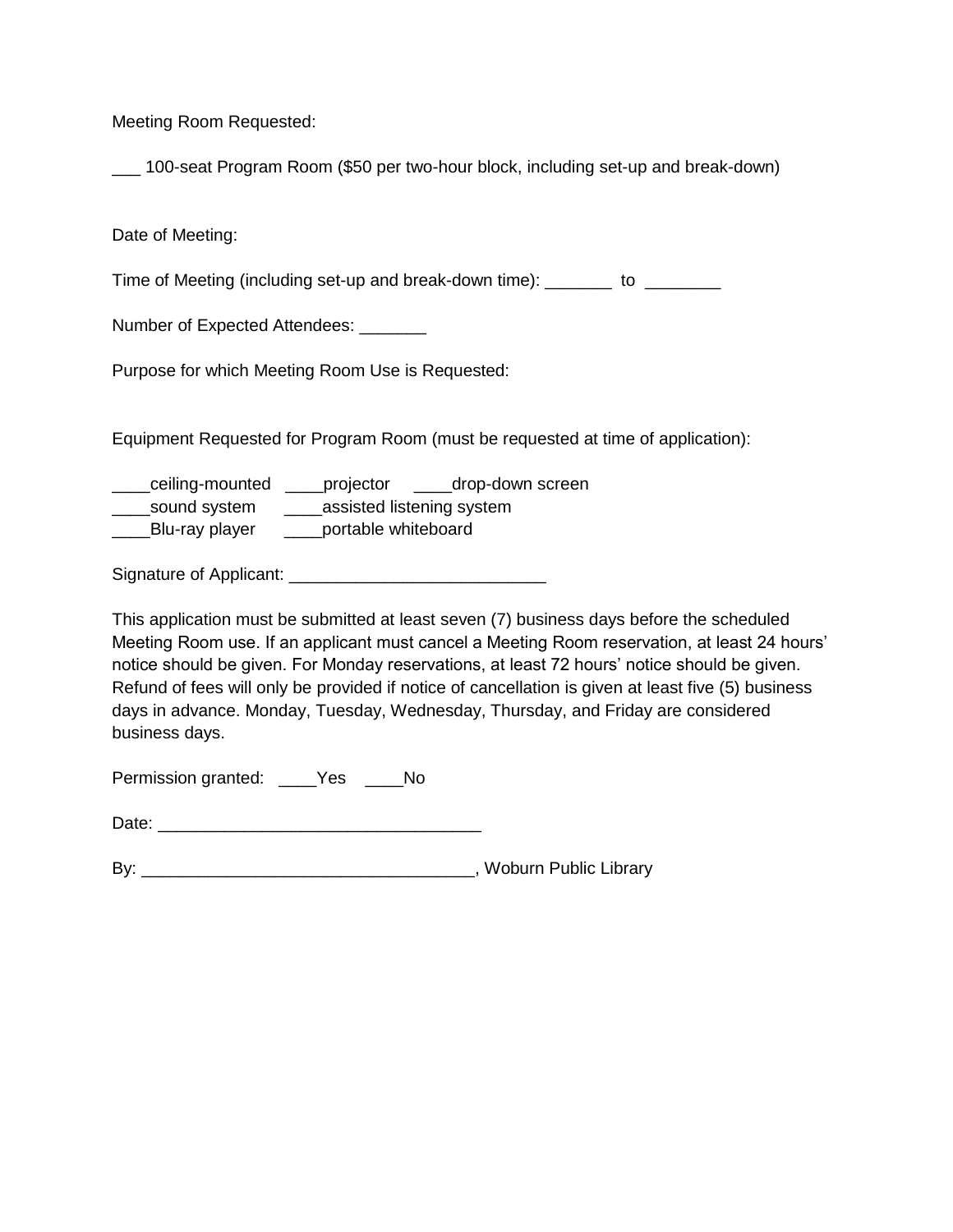Meeting Room Requested:

___ 100-seat Program Room ($50 per two-hour block, including set-up and break-down)

Date of Meeting:

Time of Meeting (including set-up and break-down time): _______ to ________

Number of Expected Attendees: _______

Purpose for which Meeting Room Use is Requested:

Equipment Requested for Program Room (must be requested at time of application):

____ceiling-mounted ____projector ____drop-down screen
____sound system ____assisted listening system
____Blu-ray player ____portable whiteboard

Signature of Applicant: ___________________________

This application must be submitted at least seven (7) business days before the scheduled Meeting Room use. If an applicant must cancel a Meeting Room reservation, at least 24 hours' notice should be given. For Monday reservations, at least 72 hours' notice should be given. Refund of fees will only be provided if notice of cancellation is given at least five (5) business days in advance. Monday, Tuesday, Wednesday, Thursday, and Friday are considered business days.

Permission granted: ____Yes ____No

Date: __________________________________

By: ___________________________________, Woburn Public Library